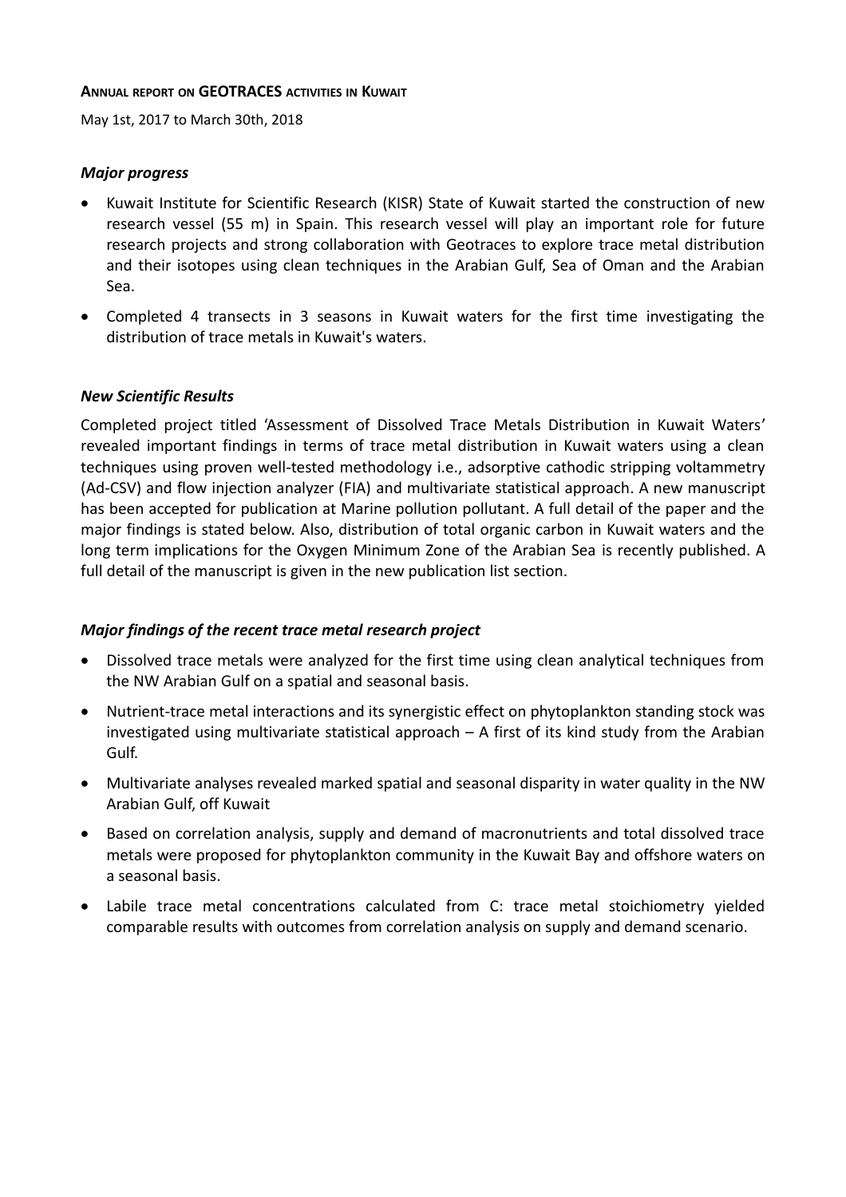**ANNUAL REPORT ON GEOTRACES ACTIVITIES IN KUWAIT**

May 1st, 2017 to March 30th, 2018

### *Major progress*

- Kuwait Institute for Scientific Research (KISR) State of Kuwait started the construction of new research vessel (55 m) in Spain. This research vessel will play an important role for future research projects and strong collaboration with Geotraces to explore trace metal distribution and their isotopes using clean techniques in the Arabian Gulf, Sea of Oman and the Arabian Sea.
- Completed 4 transects in 3 seasons in Kuwait waters for the first time investigating the distribution of trace metals in Kuwait's waters.

### *New Scientific Results*

Completed project titled 'Assessment of Dissolved Trace Metals Distribution in Kuwait Waters' revealed important findings in terms of trace metal distribution in Kuwait waters using a clean techniques using proven well-tested methodology i.e., adsorptive cathodic stripping voltammetry (Ad-CSV) and flow injection analyzer (FIA) and multivariate statistical approach. A new manuscript has been accepted for publication at Marine pollution pollutant. A full detail of the paper and the major findings is stated below. Also, distribution of total organic carbon in Kuwait waters and the long term implications for the Oxygen Minimum Zone of the Arabian Sea is recently published. A full detail of the manuscript is given in the new publication list section.

### *Major findings of the recent trace metal research project*

- Dissolved trace metals were analyzed for the first time using clean analytical techniques from the NW Arabian Gulf on a spatial and seasonal basis.
- Nutrient-trace metal interactions and its synergistic effect on phytoplankton standing stock was investigated using multivariate statistical approach – A first of its kind study from the Arabian Gulf.
- Multivariate analyses revealed marked spatial and seasonal disparity in water quality in the NW Arabian Gulf, off Kuwait
- Based on correlation analysis, supply and demand of macronutrients and total dissolved trace metals were proposed for phytoplankton community in the Kuwait Bay and offshore waters on a seasonal basis.
- Labile trace metal concentrations calculated from C: trace metal stoichiometry yielded comparable results with outcomes from correlation analysis on supply and demand scenario.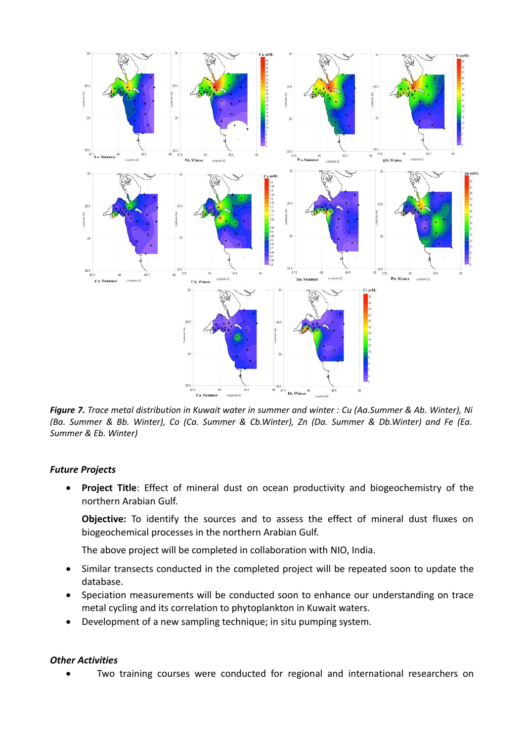***Figure 7.*** *Trace metal distribution in Kuwait water in summer and winter : Cu (Aa.Summer & Ab. Winter), Ni (Ba. Summer & Bb. Winter), Co (Ca. Summer & Cb.Winter), Zn (Da. Summer & Db.Winter) and Fe (Ea. Summer & Eb. Winter)*

### *Future Projects*

- **Project Title**: Effect of mineral dust on ocean productivity and biogeochemistry of the northern Arabian Gulf.

  **Objective:** To identify the sources and to assess the effect of mineral dust fluxes on biogeochemical processes in the northern Arabian Gulf.

  The above project will be completed in collaboration with NIO, India.

- Similar transects conducted in the completed project will be repeated soon to update the database.
- Speciation measurements will be conducted soon to enhance our understanding on trace metal cycling and its correlation to phytoplankton in Kuwait waters.
- Development of a new sampling technique; in situ pumping system.

### *Other Activities*

- Two training courses were conducted for regional and international researchers on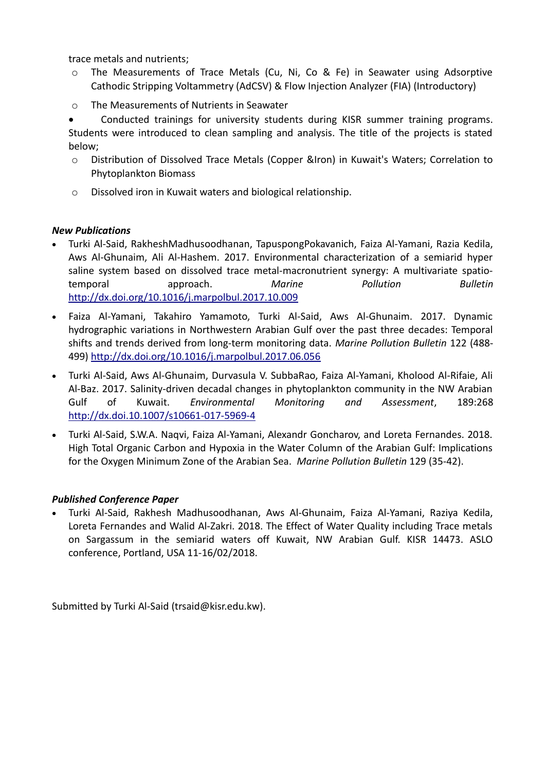trace metals and nutrients;

- The Measurements of Trace Metals (Cu, Ni, Co & Fe) in Seawater using Adsorptive Cathodic Stripping Voltammetry (AdCSV) & Flow Injection Analyzer (FIA) (Introductory)
- The Measurements of Nutrients in Seawater

- Conducted trainings for university students during KISR summer training programs. Students were introduced to clean sampling and analysis. The title of the projects is stated below;
  - Distribution of Dissolved Trace Metals (Copper &Iron) in Kuwait's Waters; Correlation to Phytoplankton Biomass
  - Dissolved iron in Kuwait waters and biological relationship.

***New Publications***

- Turki Al-Said, RakheshMadhusoodhanan, TapuspongPokavanich, Faiza Al-Yamani, Razia Kedila, Aws Al-Ghunaim, Ali Al-Hashem. 2017. Environmental characterization of a semiarid hyper saline system based on dissolved trace metal-macronutrient synergy: A multivariate spatio-temporal approach. *Marine Pollution Bulletin* http://dx.doi.org/10.1016/j.marpolbul.2017.10.009
- Faiza Al-Yamani, Takahiro Yamamoto, Turki Al-Said, Aws Al-Ghunaim. 2017. Dynamic hydrographic variations in Northwestern Arabian Gulf over the past three decades: Temporal shifts and trends derived from long-term monitoring data. *Marine Pollution Bulletin* 122 (488-499) http://dx.doi.org/10.1016/j.marpolbul.2017.06.056
- Turki Al-Said, Aws Al-Ghunaim, Durvasula V. SubbaRao, Faiza Al-Yamani, Kholood Al-Rifaie, Ali Al-Baz. 2017. Salinity-driven decadal changes in phytoplankton community in the NW Arabian Gulf of Kuwait. *Environmental Monitoring and Assessment*, 189:268 http://dx.doi.10.1007/s10661-017-5969-4
- Turki Al-Said, S.W.A. Naqvi, Faiza Al-Yamani, Alexandr Goncharov, and Loreta Fernandes. 2018. High Total Organic Carbon and Hypoxia in the Water Column of the Arabian Gulf: Implications for the Oxygen Minimum Zone of the Arabian Sea. *Marine Pollution Bulletin* 129 (35-42).

***Published Conference Paper***

- Turki Al-Said, Rakhesh Madhusoodhanan, Aws Al-Ghunaim, Faiza Al-Yamani, Raziya Kedila, Loreta Fernandes and Walid Al-Zakri. 2018. The Effect of Water Quality including Trace metals on Sargassum in the semiarid waters off Kuwait, NW Arabian Gulf. KISR 14473. ASLO conference, Portland, USA 11-16/02/2018.

Submitted by Turki Al-Said (trsaid@kisr.edu.kw).